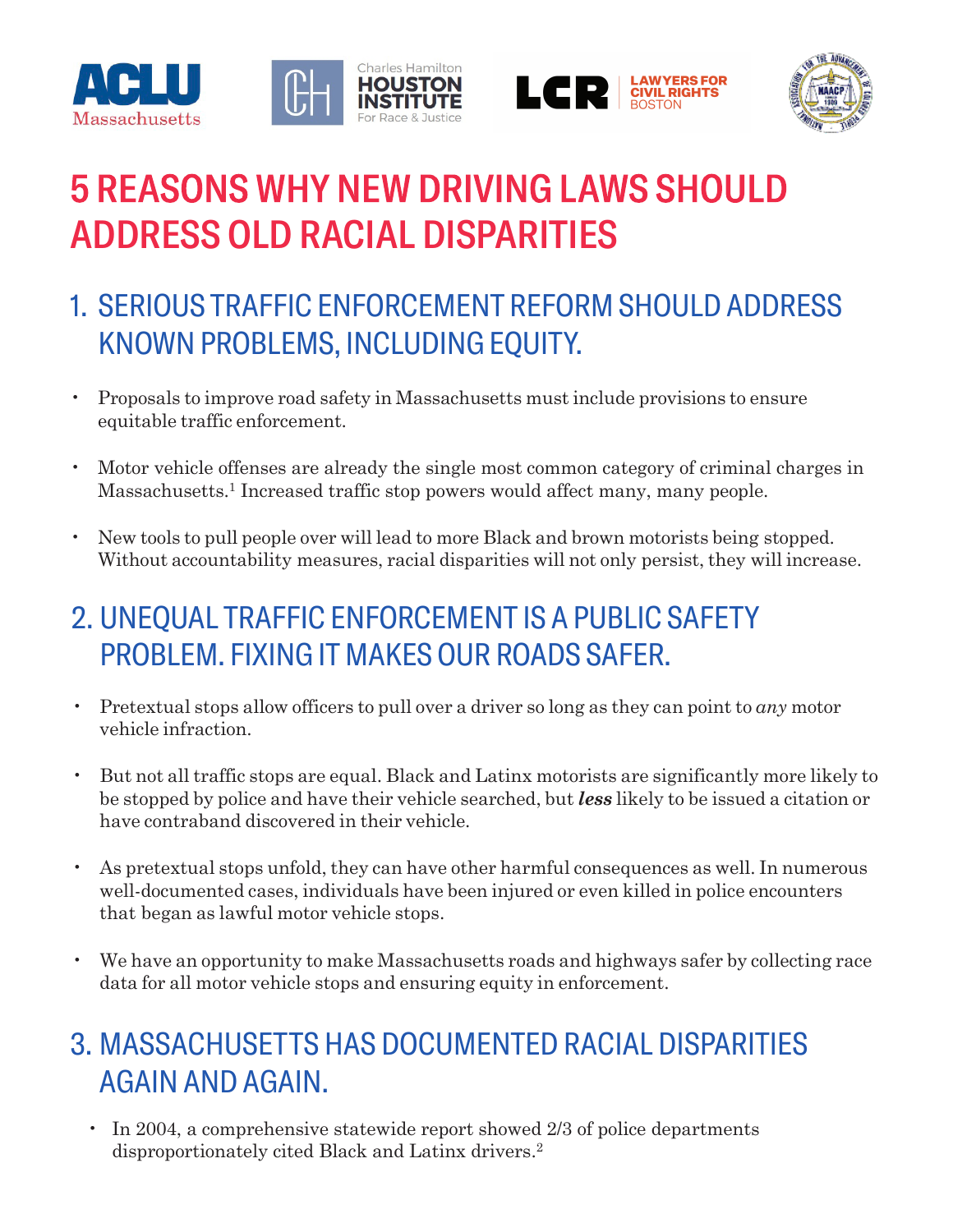# 5 REASONS WHY NEW DRIVING LAWS SHOULD ADDRESS OLD RACIAL DISPARITIES

## 1. SERIOUS TRAFFIC ENFORCEMENT REFORM SHOULD ADDRESS KNOWN PROBLEMS, INCLUDING EQUITY.

- Proposals to improve road safety in Massachusetts must include provisions to ensure equitable traffic enforcement.
- Motor vehicle offenses are already the single most common category of criminal charges in Massachusetts.[1] Increased traffic stop powers would affect many, many people.
- New tools to pull people over will lead to more Black and brown motorists being stopped. Without accountability measures, racial disparities will not only persist, they will increase.

## 2. UNEQUAL TRAFFIC ENFORCEMENT IS A PUBLIC SAFETY PROBLEM. FIXING IT MAKES OUR ROADS SAFER.

- Pretextual stops allow officers to pull over a driver so long as they can point to *any* motor vehicle infraction.
- But not all traffic stops are equal. Black and Latinx motorists are significantly more likely to be stopped by police and have their vehicle searched, but ***less*** likely to be issued a citation or have contraband discovered in their vehicle.
- As pretextual stops unfold, they can have other harmful consequences as well. In numerous well-documented cases, individuals have been injured or even killed in police encounters that began as lawful motor vehicle stops.
- We have an opportunity to make Massachusetts roads and highways safer by collecting race data for all motor vehicle stops and ensuring equity in enforcement.

## 3. MASSACHUSETTS HAS DOCUMENTED RACIAL DISPARITIES AGAIN AND AGAIN.

- In 2004, a comprehensive statewide report showed 2/3 of police departments disproportionately cited Black and Latinx drivers.[2]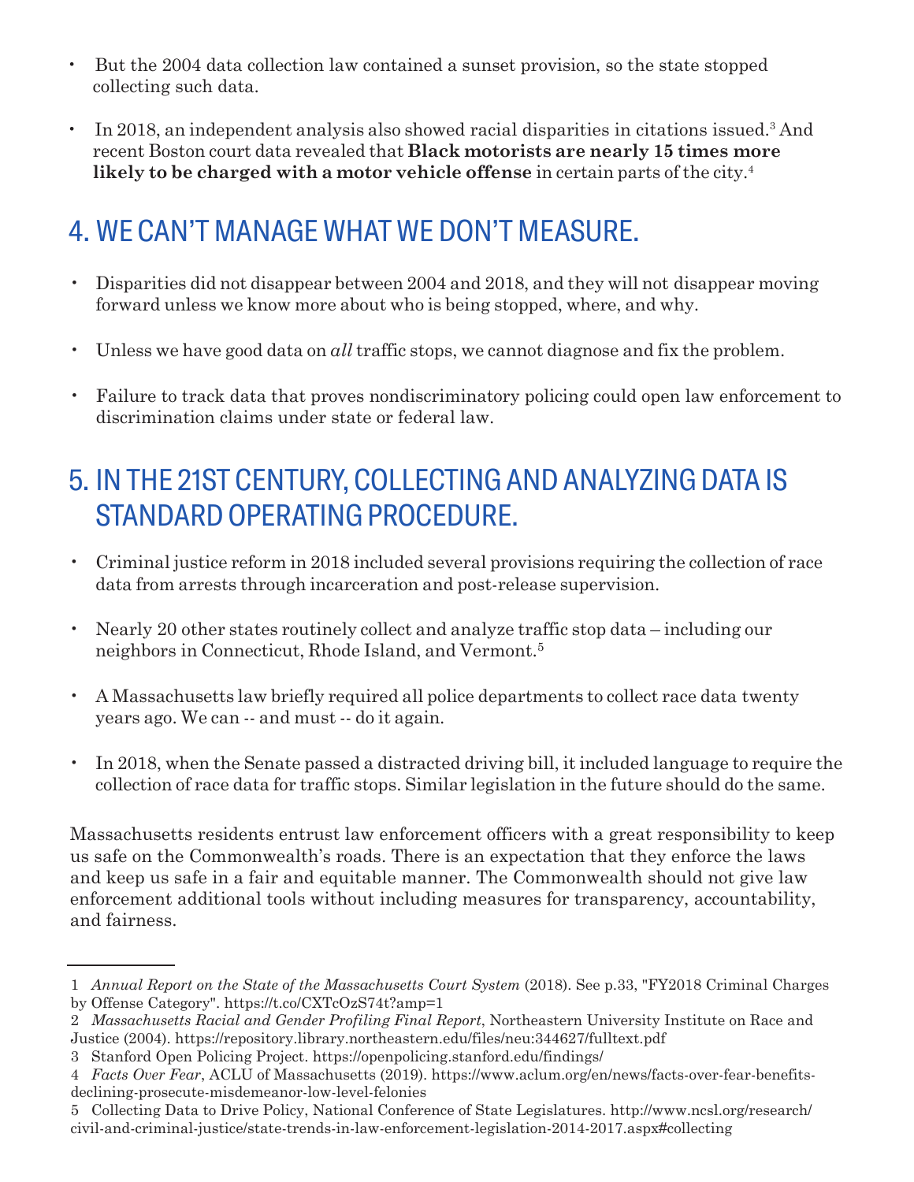- But the 2004 data collection law contained a sunset provision, so the state stopped collecting such data.
- In 2018, an independent analysis also showed racial disparities in citations issued.[3] And recent Boston court data revealed that **Black motorists are nearly 15 times more likely to be charged with a motor vehicle offense** in certain parts of the city.[4]

## 4. WE CAN'T MANAGE WHAT WE DON'T MEASURE.

- Disparities did not disappear between 2004 and 2018, and they will not disappear moving forward unless we know more about who is being stopped, where, and why.
- Unless we have good data on *all* traffic stops, we cannot diagnose and fix the problem.
- Failure to track data that proves nondiscriminatory policing could open law enforcement to discrimination claims under state or federal law.

## 5. IN THE 21ST CENTURY, COLLECTING AND ANALYZING DATA IS STANDARD OPERATING PROCEDURE.

- Criminal justice reform in 2018 included several provisions requiring the collection of race data from arrests through incarceration and post-release supervision.
- Nearly 20 other states routinely collect and analyze traffic stop data – including our neighbors in Connecticut, Rhode Island, and Vermont.[5]
- A Massachusetts law briefly required all police departments to collect race data twenty years ago. We can -- and must -- do it again.
- In 2018, when the Senate passed a distracted driving bill, it included language to require the collection of race data for traffic stops. Similar legislation in the future should do the same.

Massachusetts residents entrust law enforcement officers with a great responsibility to keep us safe on the Commonwealth's roads. There is an expectation that they enforce the laws and keep us safe in a fair and equitable manner. The Commonwealth should not give law enforcement additional tools without including measures for transparency, accountability, and fairness.

---

1 *Annual Report on the State of the Massachusetts Court System* (2018). See p.33, "FY2018 Criminal Charges by Offense Category". https://t.co/CXTcOzS74t?amp=1

2 *Massachusetts Racial and Gender Profiling Final Report*, Northeastern University Institute on Race and Justice (2004). https://repository.library.northeastern.edu/files/neu:344627/fulltext.pdf

3 Stanford Open Policing Project. https://openpolicing.stanford.edu/findings/

4 *Facts Over Fear*, ACLU of Massachusetts (2019). https://www.aclum.org/en/news/facts-over-fear-benefits-declining-prosecute-misdemeanor-low-level-felonies

5 Collecting Data to Drive Policy, National Conference of State Legislatures. http://www.ncsl.org/research/civil-and-criminal-justice/state-trends-in-law-enforcement-legislation-2014-2017.aspx#collecting